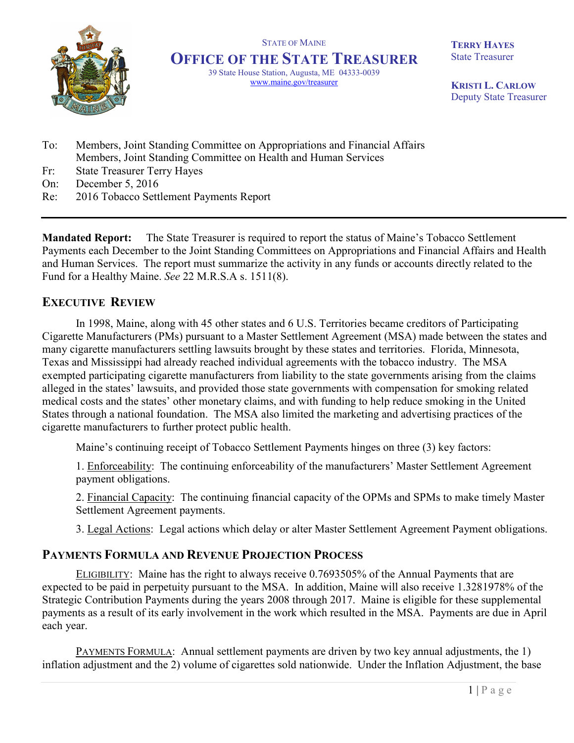STATE OF MAINE

# OFFICE OF THE STATE TREASURER

39 State House Station, Augusta, ME 04333-0039
www.maine.gov/treasurer

**TERRY HAYES**
State Treasurer

**KRISTI L. CARLOW**
Deputy State Treasurer

To: Members, Joint Standing Committee on Appropriations and Financial Affairs
Members, Joint Standing Committee on Health and Human Services
Fr: State Treasurer Terry Hayes
On: December 5, 2016
Re: 2016 Tobacco Settlement Payments Report

---

**Mandated Report:** The State Treasurer is required to report the status of Maine's Tobacco Settlement Payments each December to the Joint Standing Committees on Appropriations and Financial Affairs and Health and Human Services. The report must summarize the activity in any funds or accounts directly related to the Fund for a Healthy Maine. *See* 22 M.R.S.A s. 1511(8).

## EXECUTIVE REVIEW

In 1998, Maine, along with 45 other states and 6 U.S. Territories became creditors of Participating Cigarette Manufacturers (PMs) pursuant to a Master Settlement Agreement (MSA) made between the states and many cigarette manufacturers settling lawsuits brought by these states and territories. Florida, Minnesota, Texas and Mississippi had already reached individual agreements with the tobacco industry. The MSA exempted participating cigarette manufacturers from liability to the state governments arising from the claims alleged in the states' lawsuits, and provided those state governments with compensation for smoking related medical costs and the states' other monetary claims, and with funding to help reduce smoking in the United States through a national foundation. The MSA also limited the marketing and advertising practices of the cigarette manufacturers to further protect public health.

Maine's continuing receipt of Tobacco Settlement Payments hinges on three (3) key factors:

1. Enforceability: The continuing enforceability of the manufacturers' Master Settlement Agreement payment obligations.

2. Financial Capacity: The continuing financial capacity of the OPMs and SPMs to make timely Master Settlement Agreement payments.

3. Legal Actions: Legal actions which delay or alter Master Settlement Agreement Payment obligations.

## PAYMENTS FORMULA AND REVENUE PROJECTION PROCESS

ELIGIBILITY: Maine has the right to always receive 0.7693505% of the Annual Payments that are expected to be paid in perpetuity pursuant to the MSA. In addition, Maine will also receive 1.3281978% of the Strategic Contribution Payments during the years 2008 through 2017. Maine is eligible for these supplemental payments as a result of its early involvement in the work which resulted in the MSA. Payments are due in April each year.

PAYMENTS FORMULA: Annual settlement payments are driven by two key annual adjustments, the 1) inflation adjustment and the 2) volume of cigarettes sold nationwide. Under the Inflation Adjustment, the base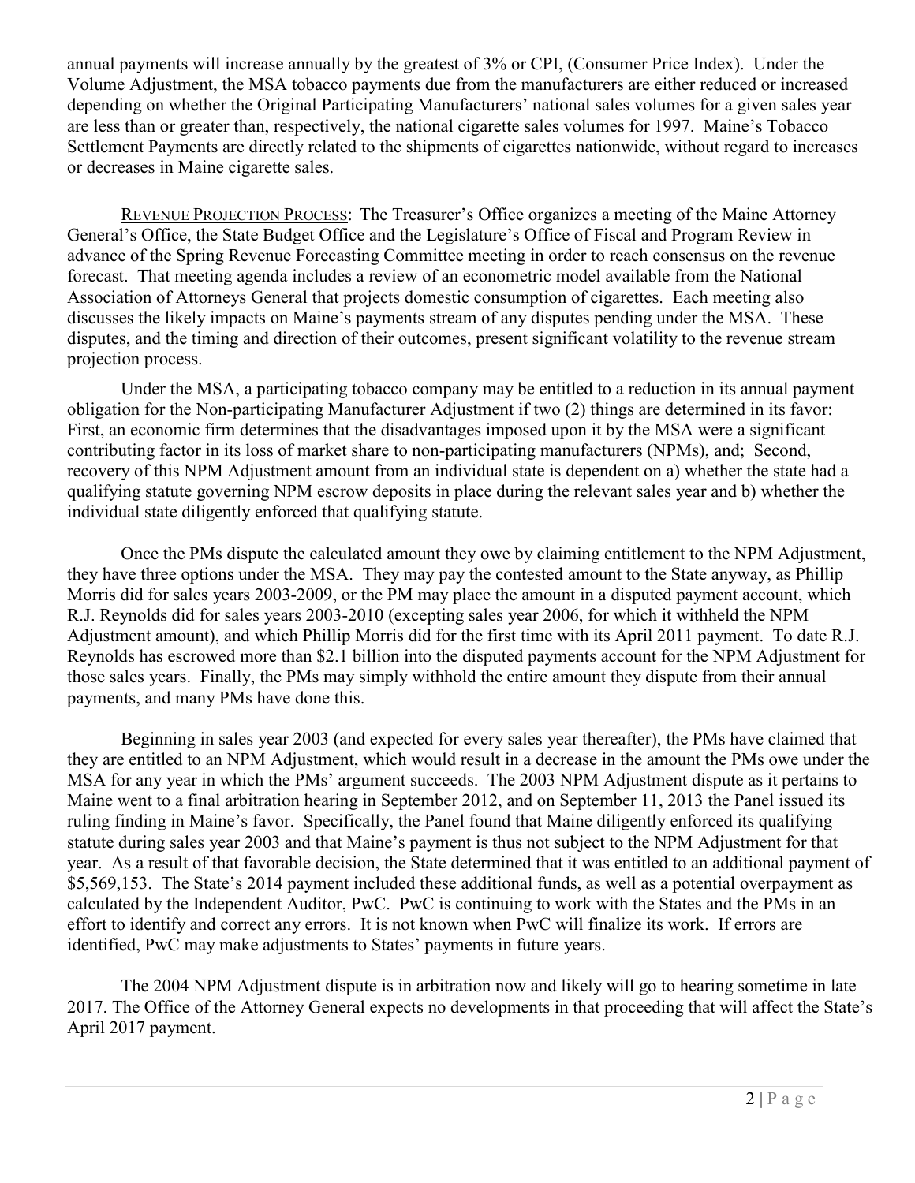annual payments will increase annually by the greatest of 3% or CPI, (Consumer Price Index). Under the Volume Adjustment, the MSA tobacco payments due from the manufacturers are either reduced or increased depending on whether the Original Participating Manufacturers' national sales volumes for a given sales year are less than or greater than, respectively, the national cigarette sales volumes for 1997. Maine's Tobacco Settlement Payments are directly related to the shipments of cigarettes nationwide, without regard to increases or decreases in Maine cigarette sales.

REVENUE PROJECTION PROCESS: The Treasurer's Office organizes a meeting of the Maine Attorney General's Office, the State Budget Office and the Legislature's Office of Fiscal and Program Review in advance of the Spring Revenue Forecasting Committee meeting in order to reach consensus on the revenue forecast. That meeting agenda includes a review of an econometric model available from the National Association of Attorneys General that projects domestic consumption of cigarettes. Each meeting also discusses the likely impacts on Maine's payments stream of any disputes pending under the MSA. These disputes, and the timing and direction of their outcomes, present significant volatility to the revenue stream projection process.

Under the MSA, a participating tobacco company may be entitled to a reduction in its annual payment obligation for the Non-participating Manufacturer Adjustment if two (2) things are determined in its favor: First, an economic firm determines that the disadvantages imposed upon it by the MSA were a significant contributing factor in its loss of market share to non-participating manufacturers (NPMs), and; Second, recovery of this NPM Adjustment amount from an individual state is dependent on a) whether the state had a qualifying statute governing NPM escrow deposits in place during the relevant sales year and b) whether the individual state diligently enforced that qualifying statute.

Once the PMs dispute the calculated amount they owe by claiming entitlement to the NPM Adjustment, they have three options under the MSA. They may pay the contested amount to the State anyway, as Phillip Morris did for sales years 2003-2009, or the PM may place the amount in a disputed payment account, which R.J. Reynolds did for sales years 2003-2010 (excepting sales year 2006, for which it withheld the NPM Adjustment amount), and which Phillip Morris did for the first time with its April 2011 payment. To date R.J. Reynolds has escrowed more than $2.1 billion into the disputed payments account for the NPM Adjustment for those sales years. Finally, the PMs may simply withhold the entire amount they dispute from their annual payments, and many PMs have done this.

Beginning in sales year 2003 (and expected for every sales year thereafter), the PMs have claimed that they are entitled to an NPM Adjustment, which would result in a decrease in the amount the PMs owe under the MSA for any year in which the PMs' argument succeeds. The 2003 NPM Adjustment dispute as it pertains to Maine went to a final arbitration hearing in September 2012, and on September 11, 2013 the Panel issued its ruling finding in Maine's favor. Specifically, the Panel found that Maine diligently enforced its qualifying statute during sales year 2003 and that Maine's payment is thus not subject to the NPM Adjustment for that year. As a result of that favorable decision, the State determined that it was entitled to an additional payment of $5,569,153. The State's 2014 payment included these additional funds, as well as a potential overpayment as calculated by the Independent Auditor, PwC. PwC is continuing to work with the States and the PMs in an effort to identify and correct any errors. It is not known when PwC will finalize its work. If errors are identified, PwC may make adjustments to States' payments in future years.

The 2004 NPM Adjustment dispute is in arbitration now and likely will go to hearing sometime in late 2017. The Office of the Attorney General expects no developments in that proceeding that will affect the State's April 2017 payment.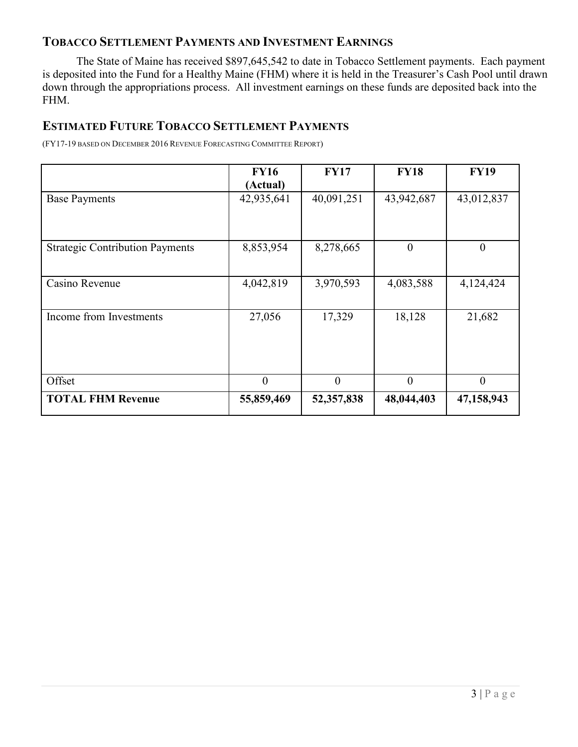## TOBACCO SETTLEMENT PAYMENTS AND INVESTMENT EARNINGS

The State of Maine has received $897,645,542 to date in Tobacco Settlement payments. Each payment is deposited into the Fund for a Healthy Maine (FHM) where it is held in the Treasurer's Cash Pool until drawn down through the appropriations process. All investment earnings on these funds are deposited back into the FHM.

## ESTIMATED FUTURE TOBACCO SETTLEMENT PAYMENTS

(FY17-19 BASED ON DECEMBER 2016 REVENUE FORECASTING COMMITTEE REPORT)

| | FY16 (Actual) | FY17 | FY18 | FY19 |
|---|---|---|---|---|
| Base Payments | 42,935,641 | 40,091,251 | 43,942,687 | 43,012,837 |
| Strategic Contribution Payments | 8,853,954 | 8,278,665 | 0 | 0 |
| Casino Revenue | 4,042,819 | 3,970,593 | 4,083,588 | 4,124,424 |
| Income from Investments | 27,056 | 17,329 | 18,128 | 21,682 |
| Offset | 0 | 0 | 0 | 0 |
| **TOTAL FHM Revenue** | **55,859,469** | **52,357,838** | **48,044,403** | **47,158,943** |